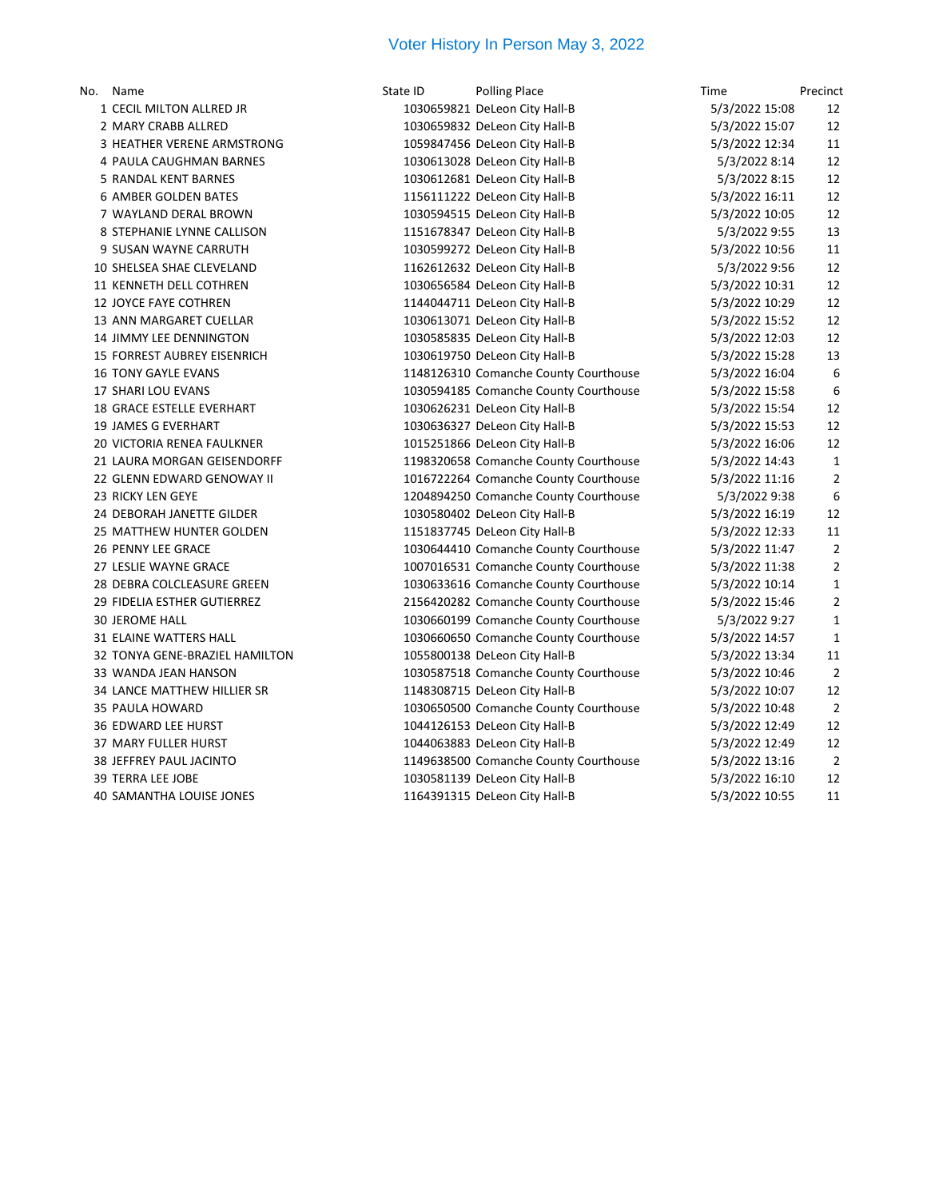# Voter History In Person May 3, 2022

| No. | Name | State ID | Polling Place | Time | Precinct |
|---|---|---|---|---|---|
| 1 | CECIL MILTON ALLRED JR | 1030659821 | DeLeon City Hall-B | 5/3/2022 15:08 | 12 |
| 2 | MARY CRABB ALLRED | 1030659832 | DeLeon City Hall-B | 5/3/2022 15:07 | 12 |
| 3 | HEATHER VERENE ARMSTRONG | 1059847456 | DeLeon City Hall-B | 5/3/2022 12:34 | 11 |
| 4 | PAULA CAUGHMAN BARNES | 1030613028 | DeLeon City Hall-B | 5/3/2022 8:14 | 12 |
| 5 | RANDAL KENT BARNES | 1030612681 | DeLeon City Hall-B | 5/3/2022 8:15 | 12 |
| 6 | AMBER GOLDEN BATES | 1156111222 | DeLeon City Hall-B | 5/3/2022 16:11 | 12 |
| 7 | WAYLAND DERAL BROWN | 1030594515 | DeLeon City Hall-B | 5/3/2022 10:05 | 12 |
| 8 | STEPHANIE LYNNE CALLISON | 1151678347 | DeLeon City Hall-B | 5/3/2022 9:55 | 13 |
| 9 | SUSAN WAYNE CARRUTH | 1030599272 | DeLeon City Hall-B | 5/3/2022 10:56 | 11 |
| 10 | SHELSEA SHAE CLEVELAND | 1162612632 | DeLeon City Hall-B | 5/3/2022 9:56 | 12 |
| 11 | KENNETH DELL COTHREN | 1030656584 | DeLeon City Hall-B | 5/3/2022 10:31 | 12 |
| 12 | JOYCE FAYE COTHREN | 1144044711 | DeLeon City Hall-B | 5/3/2022 10:29 | 12 |
| 13 | ANN MARGARET CUELLAR | 1030613071 | DeLeon City Hall-B | 5/3/2022 15:52 | 12 |
| 14 | JIMMY LEE DENNINGTON | 1030585835 | DeLeon City Hall-B | 5/3/2022 12:03 | 12 |
| 15 | FORREST AUBREY EISENRICH | 1030619750 | DeLeon City Hall-B | 5/3/2022 15:28 | 13 |
| 16 | TONY GAYLE EVANS | 1148126310 | Comanche County Courthouse | 5/3/2022 16:04 | 6 |
| 17 | SHARI LOU EVANS | 1030594185 | Comanche County Courthouse | 5/3/2022 15:58 | 6 |
| 18 | GRACE ESTELLE EVERHART | 1030626231 | DeLeon City Hall-B | 5/3/2022 15:54 | 12 |
| 19 | JAMES G EVERHART | 1030636327 | DeLeon City Hall-B | 5/3/2022 15:53 | 12 |
| 20 | VICTORIA RENEA FAULKNER | 1015251866 | DeLeon City Hall-B | 5/3/2022 16:06 | 12 |
| 21 | LAURA MORGAN GEISENDORFF | 1198320658 | Comanche County Courthouse | 5/3/2022 14:43 | 1 |
| 22 | GLENN EDWARD GENOWAY II | 1016722264 | Comanche County Courthouse | 5/3/2022 11:16 | 2 |
| 23 | RICKY LEN GEYE | 1204894250 | Comanche County Courthouse | 5/3/2022 9:38 | 6 |
| 24 | DEBORAH JANETTE GILDER | 1030580402 | DeLeon City Hall-B | 5/3/2022 16:19 | 12 |
| 25 | MATTHEW HUNTER GOLDEN | 1151837745 | DeLeon City Hall-B | 5/3/2022 12:33 | 11 |
| 26 | PENNY LEE GRACE | 1030644410 | Comanche County Courthouse | 5/3/2022 11:47 | 2 |
| 27 | LESLIE WAYNE GRACE | 1007016531 | Comanche County Courthouse | 5/3/2022 11:38 | 2 |
| 28 | DEBRA COLCLEASURE GREEN | 1030633616 | Comanche County Courthouse | 5/3/2022 10:14 | 1 |
| 29 | FIDELIA ESTHER GUTIERREZ | 2156420282 | Comanche County Courthouse | 5/3/2022 15:46 | 2 |
| 30 | JEROME HALL | 1030660199 | Comanche County Courthouse | 5/3/2022 9:27 | 1 |
| 31 | ELAINE WATTERS HALL | 1030660650 | Comanche County Courthouse | 5/3/2022 14:57 | 1 |
| 32 | TONYA GENE-BRAZIEL HAMILTON | 1055800138 | DeLeon City Hall-B | 5/3/2022 13:34 | 11 |
| 33 | WANDA JEAN HANSON | 1030587518 | Comanche County Courthouse | 5/3/2022 10:46 | 2 |
| 34 | LANCE MATTHEW HILLIER SR | 1148308715 | DeLeon City Hall-B | 5/3/2022 10:07 | 12 |
| 35 | PAULA HOWARD | 1030650500 | Comanche County Courthouse | 5/3/2022 10:48 | 2 |
| 36 | EDWARD LEE HURST | 1044126153 | DeLeon City Hall-B | 5/3/2022 12:49 | 12 |
| 37 | MARY FULLER HURST | 1044063883 | DeLeon City Hall-B | 5/3/2022 12:49 | 12 |
| 38 | JEFFREY PAUL JACINTO | 1149638500 | Comanche County Courthouse | 5/3/2022 13:16 | 2 |
| 39 | TERRA LEE JOBE | 1030581139 | DeLeon City Hall-B | 5/3/2022 16:10 | 12 |
| 40 | SAMANTHA LOUISE JONES | 1164391315 | DeLeon City Hall-B | 5/3/2022 10:55 | 11 |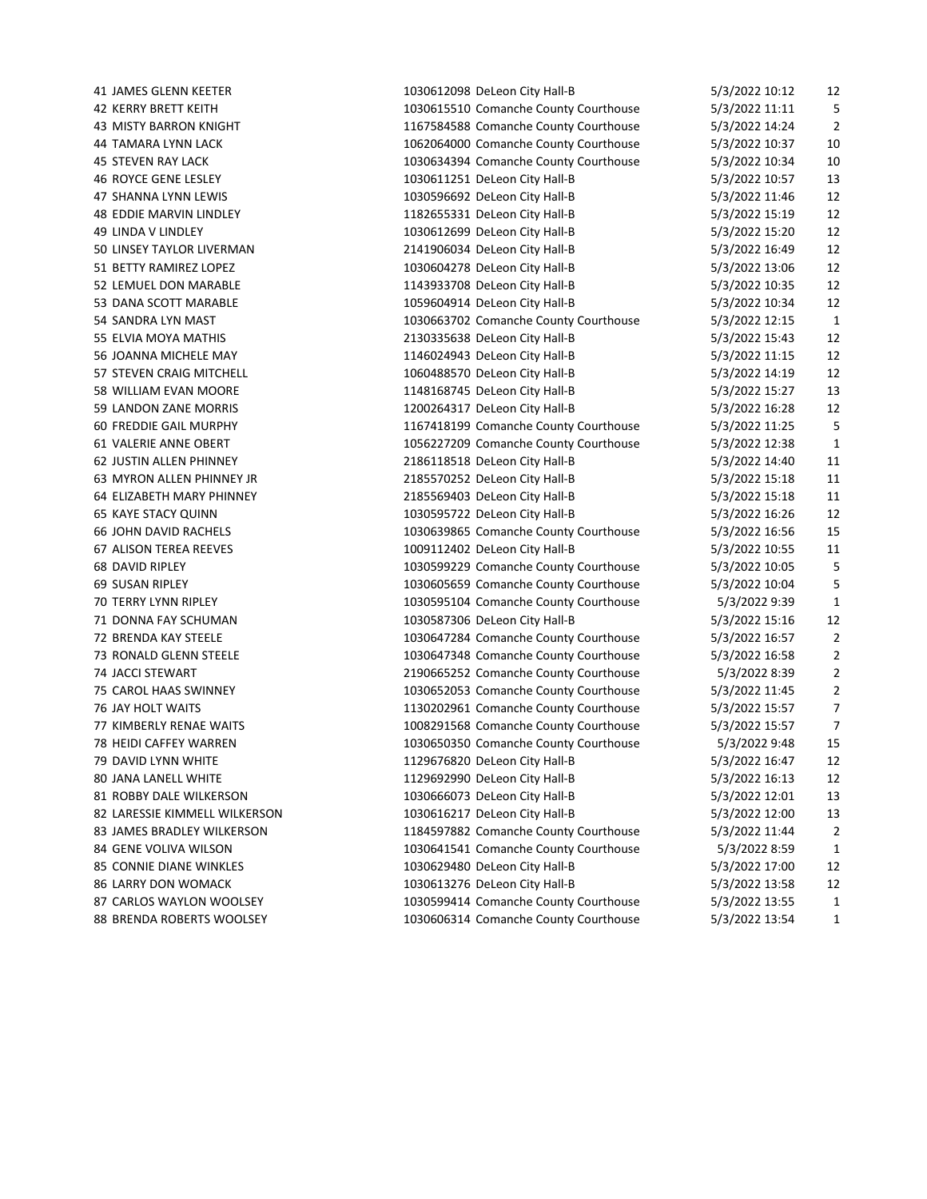| | | | | | |
|---|---|---|---|---|---|
| 41 | JAMES GLENN KEETER | 1030612098 | DeLeon City Hall-B | 5/3/2022 10:12 | 12 |
| 42 | KERRY BRETT KEITH | 1030615510 | Comanche County Courthouse | 5/3/2022 11:11 | 5 |
| 43 | MISTY BARRON KNIGHT | 1167584588 | Comanche County Courthouse | 5/3/2022 14:24 | 2 |
| 44 | TAMARA LYNN LACK | 1062064000 | Comanche County Courthouse | 5/3/2022 10:37 | 10 |
| 45 | STEVEN RAY LACK | 1030634394 | Comanche County Courthouse | 5/3/2022 10:34 | 10 |
| 46 | ROYCE GENE LESLEY | 1030611251 | DeLeon City Hall-B | 5/3/2022 10:57 | 13 |
| 47 | SHANNA LYNN LEWIS | 1030596692 | DeLeon City Hall-B | 5/3/2022 11:46 | 12 |
| 48 | EDDIE MARVIN LINDLEY | 1182655331 | DeLeon City Hall-B | 5/3/2022 15:19 | 12 |
| 49 | LINDA V LINDLEY | 1030612699 | DeLeon City Hall-B | 5/3/2022 15:20 | 12 |
| 50 | LINSEY TAYLOR LIVERMAN | 2141906034 | DeLeon City Hall-B | 5/3/2022 16:49 | 12 |
| 51 | BETTY RAMIREZ LOPEZ | 1030604278 | DeLeon City Hall-B | 5/3/2022 13:06 | 12 |
| 52 | LEMUEL DON MARABLE | 1143933708 | DeLeon City Hall-B | 5/3/2022 10:35 | 12 |
| 53 | DANA SCOTT MARABLE | 1059604914 | DeLeon City Hall-B | 5/3/2022 10:34 | 12 |
| 54 | SANDRA LYN MAST | 1030663702 | Comanche County Courthouse | 5/3/2022 12:15 | 1 |
| 55 | ELVIA MOYA MATHIS | 2130335638 | DeLeon City Hall-B | 5/3/2022 15:43 | 12 |
| 56 | JOANNA MICHELE MAY | 1146024943 | DeLeon City Hall-B | 5/3/2022 11:15 | 12 |
| 57 | STEVEN CRAIG MITCHELL | 1060488570 | DeLeon City Hall-B | 5/3/2022 14:19 | 12 |
| 58 | WILLIAM EVAN MOORE | 1148168745 | DeLeon City Hall-B | 5/3/2022 15:27 | 13 |
| 59 | LANDON ZANE MORRIS | 1200264317 | DeLeon City Hall-B | 5/3/2022 16:28 | 12 |
| 60 | FREDDIE GAIL MURPHY | 1167418199 | Comanche County Courthouse | 5/3/2022 11:25 | 5 |
| 61 | VALERIE ANNE OBERT | 1056227209 | Comanche County Courthouse | 5/3/2022 12:38 | 1 |
| 62 | JUSTIN ALLEN PHINNEY | 2186118518 | DeLeon City Hall-B | 5/3/2022 14:40 | 11 |
| 63 | MYRON ALLEN PHINNEY JR | 2185570252 | DeLeon City Hall-B | 5/3/2022 15:18 | 11 |
| 64 | ELIZABETH MARY PHINNEY | 2185569403 | DeLeon City Hall-B | 5/3/2022 15:18 | 11 |
| 65 | KAYE STACY QUINN | 1030595722 | DeLeon City Hall-B | 5/3/2022 16:26 | 12 |
| 66 | JOHN DAVID RACHELS | 1030639865 | Comanche County Courthouse | 5/3/2022 16:56 | 15 |
| 67 | ALISON TEREA REEVES | 1009112402 | DeLeon City Hall-B | 5/3/2022 10:55 | 11 |
| 68 | DAVID RIPLEY | 1030599229 | Comanche County Courthouse | 5/3/2022 10:05 | 5 |
| 69 | SUSAN RIPLEY | 1030605659 | Comanche County Courthouse | 5/3/2022 10:04 | 5 |
| 70 | TERRY LYNN RIPLEY | 1030595104 | Comanche County Courthouse | 5/3/2022 9:39 | 1 |
| 71 | DONNA FAY SCHUMAN | 1030587306 | DeLeon City Hall-B | 5/3/2022 15:16 | 12 |
| 72 | BRENDA KAY STEELE | 1030647284 | Comanche County Courthouse | 5/3/2022 16:57 | 2 |
| 73 | RONALD GLENN STEELE | 1030647348 | Comanche County Courthouse | 5/3/2022 16:58 | 2 |
| 74 | JACCI STEWART | 2190665252 | Comanche County Courthouse | 5/3/2022 8:39 | 2 |
| 75 | CAROL HAAS SWINNEY | 1030652053 | Comanche County Courthouse | 5/3/2022 11:45 | 2 |
| 76 | JAY HOLT WAITS | 1130202961 | Comanche County Courthouse | 5/3/2022 15:57 | 7 |
| 77 | KIMBERLY RENAE WAITS | 1008291568 | Comanche County Courthouse | 5/3/2022 15:57 | 7 |
| 78 | HEIDI CAFFEY WARREN | 1030650350 | Comanche County Courthouse | 5/3/2022 9:48 | 15 |
| 79 | DAVID LYNN WHITE | 1129676820 | DeLeon City Hall-B | 5/3/2022 16:47 | 12 |
| 80 | JANA LANELL WHITE | 1129692990 | DeLeon City Hall-B | 5/3/2022 16:13 | 12 |
| 81 | ROBBY DALE WILKERSON | 1030666073 | DeLeon City Hall-B | 5/3/2022 12:01 | 13 |
| 82 | LARESSIE KIMMELL WILKERSON | 1030616217 | DeLeon City Hall-B | 5/3/2022 12:00 | 13 |
| 83 | JAMES BRADLEY WILKERSON | 1184597882 | Comanche County Courthouse | 5/3/2022 11:44 | 2 |
| 84 | GENE VOLIVA WILSON | 1030641541 | Comanche County Courthouse | 5/3/2022 8:59 | 1 |
| 85 | CONNIE DIANE WINKLES | 1030629480 | DeLeon City Hall-B | 5/3/2022 17:00 | 12 |
| 86 | LARRY DON WOMACK | 1030613276 | DeLeon City Hall-B | 5/3/2022 13:58 | 12 |
| 87 | CARLOS WAYLON WOOLSEY | 1030599414 | Comanche County Courthouse | 5/3/2022 13:55 | 1 |
| 88 | BRENDA ROBERTS WOOLSEY | 1030606314 | Comanche County Courthouse | 5/3/2022 13:54 | 1 |